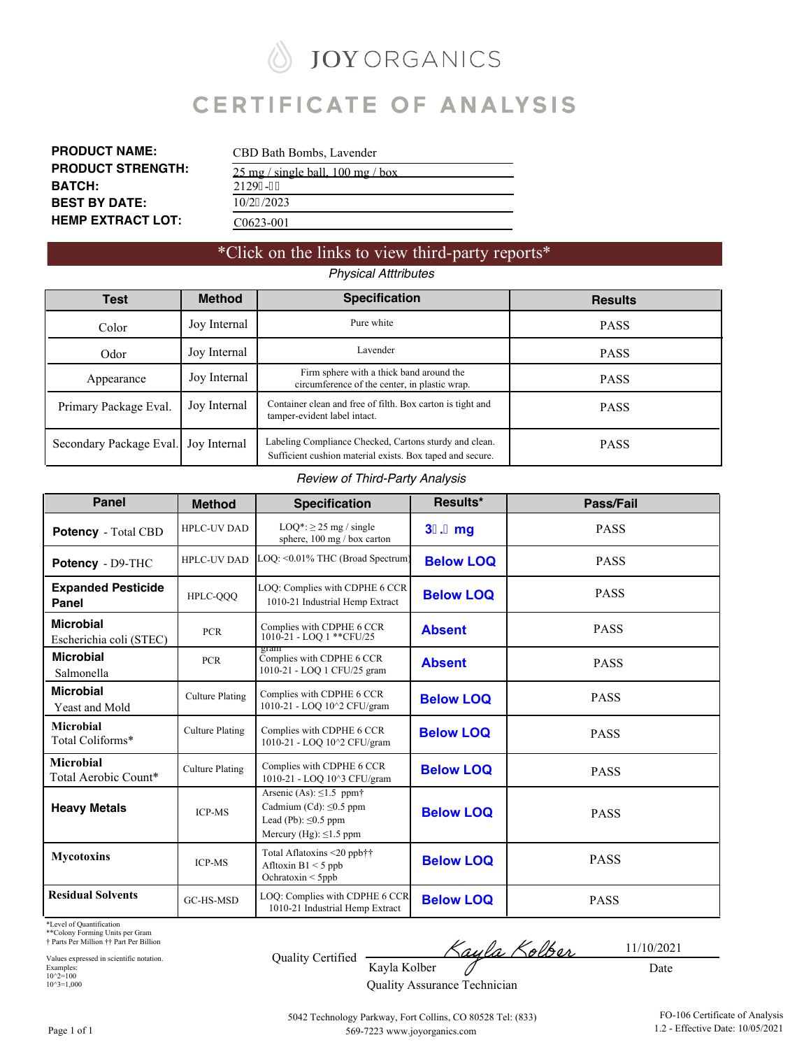JOY ORGANICS

# CERTIFICATE OF ANALYSIS

**PRODUCT NAME:** CBD Bath Bombs, Lavender

**PRODUCT STRENGTH:** 25 mg / single ball, 100 mg / box

**BATCH:** 2129-

**BEST BY DATE:** 10/2/2023

**HEMP EXTRACT LOT:** C0623-001

*Click on the links to view third-party reports*

*Physical Atttributes*

| Test | Method | Specification | Results |
|---|---|---|---|
| Color | Joy Internal | Pure white | PASS |
| Odor | Joy Internal | Lavender | PASS |
| Appearance | Joy Internal | Firm sphere with a thick band around the circumference of the center, in plastic wrap. | PASS |
| Primary Package Eval. | Joy Internal | Container clean and free of filth. Box carton is tight and tamper-evident label intact. | PASS |
| Secondary Package Eval. | Joy Internal | Labeling Compliance Checked, Cartons sturdy and clean. Sufficient cushion material exists. Box taped and secure. | PASS |

*Review of Third-Party Analysis*

| Panel | Method | Specification | Results* | Pass/Fail |
|---|---|---|---|---|
| **Potency** - Total CBD | HPLC-UV DAD | LOQ*: ≥ 25 mg / single sphere, 100 mg / box carton | 3. mg | PASS |
| **Potency** - D9-THC | HPLC-UV DAD | LOQ: <0.01% THC (Broad Spectrum) | Below LOQ | PASS |
| **Expanded Pesticide Panel** | HPLC-QQQ | LOQ: Complies with CDPHE 6 CCR 1010-21 Industrial Hemp Extract | Below LOQ | PASS |
| **Microbial** Escherichia coli (STEC) | PCR | Complies with CDPHE 6 CCR 1010-21 - LOQ 1 **CFU/25 gram | Absent | PASS |
| **Microbial** Salmonella | PCR | Complies with CDPHE 6 CCR 1010-21 - LOQ 1 CFU/25 gram | Absent | PASS |
| **Microbial** Yeast and Mold | Culture Plating | Complies with CDPHE 6 CCR 1010-21 - LOQ 10^2 CFU/gram | Below LOQ | PASS |
| **Microbial** Total Coliforms* | Culture Plating | Complies with CDPHE 6 CCR 1010-21 - LOQ 10^2 CFU/gram | Below LOQ | PASS |
| **Microbial** Total Aerobic Count* | Culture Plating | Complies with CDPHE 6 CCR 1010-21 - LOQ 10^3 CFU/gram | Below LOQ | PASS |
| **Heavy Metals** | ICP-MS | Arsenic (As): ≤1.5 ppm† Cadmium (Cd): ≤0.5 ppm Lead (Pb): ≤0.5 ppm Mercury (Hg): ≤1.5 ppm | Below LOQ | PASS |
| **Mycotoxins** | ICP-MS | Total Aflatoxins <20 ppb†† Afltoxin B1 < 5 ppb Ochratoxin < 5ppb | Below LOQ | PASS |
| **Residual Solvents** | GC-HS-MSD | LOQ: Complies with CDPHE 6 CCR 1010-21 Industrial Hemp Extract | Below LOQ | PASS |

*Level of Quantification
**Colony Forming Units per Gram
† Parts Per Million †† Part Per Billion

Values expressed in scientific notation.
Examples:
10^2=100
10^3=1,000

Quality Certified — Kayla Kolber, Quality Assurance Technician — Date: 11/10/2021

5042 Technology Parkway, Fort Collins, CO 80528 Tel: (833) 569-7223 www.joyorganics.com

FO-106 Certificate of Analysis
1.2 - Effective Date: 10/05/2021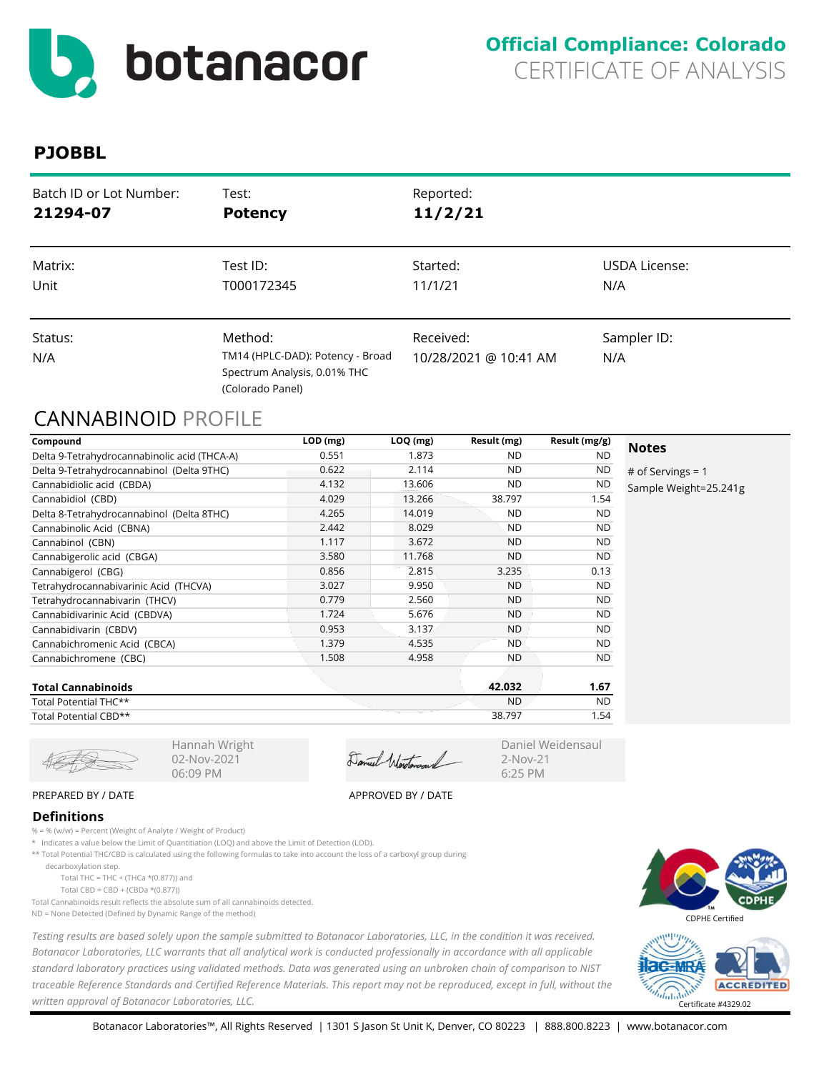**Official Compliance: Colorado**
CERTIFICATE OF ANALYSIS

## PJOBBL

| Batch ID or Lot Number: | Test: | Reported: | |
|---|---|---|---|
| **21294-07** | **Potency** | **11/2/21** | |
| Matrix: | Test ID: | Started: | USDA License: |
| Unit | T000172345 | 11/1/21 | N/A |
| Status: | Method: | Received: | Sampler ID: |
| N/A | TM14 (HPLC-DAD): Potency - Broad Spectrum Analysis, 0.01% THC (Colorado Panel) | 10/28/2021 @ 10:41 AM | N/A |

## CANNABINOID PROFILE

| Compound | LOD (mg) | LOQ (mg) | Result (mg) | Result (mg/g) |
|---|---|---|---|---|
| Delta 9-Tetrahydrocannabinolic acid (THCA-A) | 0.551 | 1.873 | ND | ND |
| Delta 9-Tetrahydrocannabinol (Delta 9THC) | 0.622 | 2.114 | ND | ND |
| Cannabidiolic acid (CBDA) | 4.132 | 13.606 | ND | ND |
| Cannabidiol (CBD) | 4.029 | 13.266 | 38.797 | 1.54 |
| Delta 8-Tetrahydrocannabinol (Delta 8THC) | 4.265 | 14.019 | ND | ND |
| Cannabinolic Acid (CBNA) | 2.442 | 8.029 | ND | ND |
| Cannabinol (CBN) | 1.117 | 3.672 | ND | ND |
| Cannabigerolic acid (CBGA) | 3.580 | 11.768 | ND | ND |
| Cannabigerol (CBG) | 0.856 | 2.815 | 3.235 | 0.13 |
| Tetrahydrocannabivarinic Acid (THCVA) | 3.027 | 9.950 | ND | ND |
| Tetrahydrocannabivarin (THCV) | 0.779 | 2.560 | ND | ND |
| Cannabidivarinic Acid (CBDVA) | 1.724 | 5.676 | ND | ND |
| Cannabidivarin (CBDV) | 0.953 | 3.137 | ND | ND |
| Cannabichromenic Acid (CBCA) | 1.379 | 4.535 | ND | ND |
| Cannabichromene (CBC) | 1.508 | 4.958 | ND | ND |
| **Total Cannabinoids** | | | **42.032** | **1.67** |
| Total Potential THC** | | | ND | ND |
| Total Potential CBD** | | | 38.797 | 1.54 |

**Notes**

# of Servings = 1
Sample Weight=25.241g

Hannah Wright
02-Nov-2021
06:09 PM

PREPARED BY / DATE

Daniel Weidensaul
2-Nov-21
6:25 PM

APPROVED BY / DATE

### Definitions

% = % (w/w) = Percent (Weight of Analyte / Weight of Product)

* Indicates a value below the Limit of Quantitiation (LOQ) and above the Limit of Detection (LOD).

** Total Potential THC/CBD is calculated using the following formulas to take into account the loss of a carboxyl group during decarboxylation step.

Total THC = THC + (THCa *(0.877)) and

Total CBD = CBD + (CBDa *(0.877))

Total Cannabinoids result reflects the absolute sum of all cannabinoids detected.

ND = None Detected (Defined by Dynamic Range of the method)

*Testing results are based solely upon the sample submitted to Botanacor Laboratories, LLC, in the condition it was received. Botanacor Laboratories, LLC warrants that all analytical work is conducted professionally in accordance with all applicable standard laboratory practices using validated methods. Data was generated using an unbroken chain of comparison to NIST traceable Reference Standards and Certified Reference Materials. This report may not be reproduced, except in full, without the written approval of Botanacor Laboratories, LLC.*

CDPHE Certified

Certificate #4329.02

Botanacor Laboratories™, All Rights Reserved | 1301 S Jason St Unit K, Denver, CO 80223 | 888.800.8223 | www.botanacor.com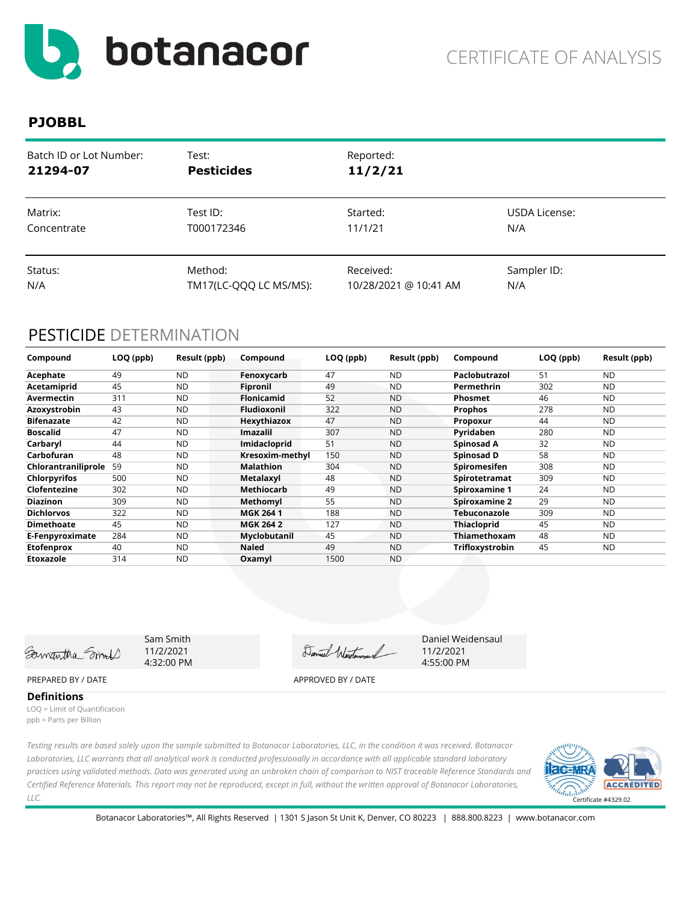# CERTIFICATE OF ANALYSIS

## PJOBBL

| Batch ID or Lot Number: | Test: | Reported: | |
|---|---|---|---|
| **21294-07** | **Pesticides** | **11/2/21** | |
| Matrix: | Test ID: | Started: | USDA License: |
| Concentrate | T000172346 | 11/1/21 | N/A |
| Status: | Method: | Received: | Sampler ID: |
| N/A | TM17(LC-QQQ LC MS/MS): | 10/28/2021 @ 10:41 AM | N/A |

## PESTICIDE DETERMINATION

| Compound | LOQ (ppb) | Result (ppb) | Compound | LOQ (ppb) | Result (ppb) | Compound | LOQ (ppb) | Result (ppb) |
|---|---|---|---|---|---|---|---|---|
| **Acephate** | 49 | ND | **Fenoxycarb** | 47 | ND | **Paclobutrazol** | 51 | ND |
| **Acetamiprid** | 45 | ND | **Fipronil** | 49 | ND | **Permethrin** | 302 | ND |
| **Avermectin** | 311 | ND | **Flonicamid** | 52 | ND | **Phosmet** | 46 | ND |
| **Azoxystrobin** | 43 | ND | **Fludioxonil** | 322 | ND | **Prophos** | 278 | ND |
| **Bifenazate** | 42 | ND | **Hexythiazox** | 47 | ND | **Propoxur** | 44 | ND |
| **Boscalid** | 47 | ND | **Imazalil** | 307 | ND | **Pyridaben** | 280 | ND |
| **Carbaryl** | 44 | ND | **Imidacloprid** | 51 | ND | **Spinosad A** | 32 | ND |
| **Carbofuran** | 48 | ND | **Kresoxim-methyl** | 150 | ND | **Spinosad D** | 58 | ND |
| **Chlorantraniliprole** | 59 | ND | **Malathion** | 304 | ND | **Spiromesifen** | 308 | ND |
| **Chlorpyrifos** | 500 | ND | **Metalaxyl** | 48 | ND | **Spirotetramat** | 309 | ND |
| **Clofentezine** | 302 | ND | **Methiocarb** | 49 | ND | **Spiroxamine 1** | 24 | ND |
| **Diazinon** | 309 | ND | **Methomyl** | 55 | ND | **Spiroxamine 2** | 29 | ND |
| **Dichlorvos** | 322 | ND | **MGK 264 1** | 188 | ND | **Tebuconazole** | 309 | ND |
| **Dimethoate** | 45 | ND | **MGK 264 2** | 127 | ND | **Thiacloprid** | 45 | ND |
| **E-Fenpyroximate** | 284 | ND | **Myclobutanil** | 45 | ND | **Thiamethoxam** | 48 | ND |
| **Etofenprox** | 40 | ND | **Naled** | 49 | ND | **Trifloxystrobin** | 45 | ND |
| **Etoxazole** | 314 | ND | **Oxamyl** | 1500 | ND | | | |

Sam Smith
11/2/2021
4:32:00 PM

PREPARED BY / DATE

Daniel Weidensaul
11/2/2021
4:55:00 PM

APPROVED BY / DATE

### Definitions

LOQ = Limit of Quantification
ppb = Parts per Billion

*Testing results are based solely upon the sample submitted to Botanacor Laboratories, LLC, in the condition it was received. Botanacor Laboratories, LLC warrants that all analytical work is conducted professionally in accordance with all applicable standard laboratory practices using validated methods. Data was generated using an unbroken chain of comparison to NIST traceable Reference Standards and Certified Reference Materials. This report may not be reproduced, except in full, without the written approval of Botanacor Laboratories, LLC.*

Certificate #4329.02

Botanacor Laboratories™, All Rights Reserved | 1301 S Jason St Unit K, Denver, CO 80223 | 888.800.8223 | www.botanacor.com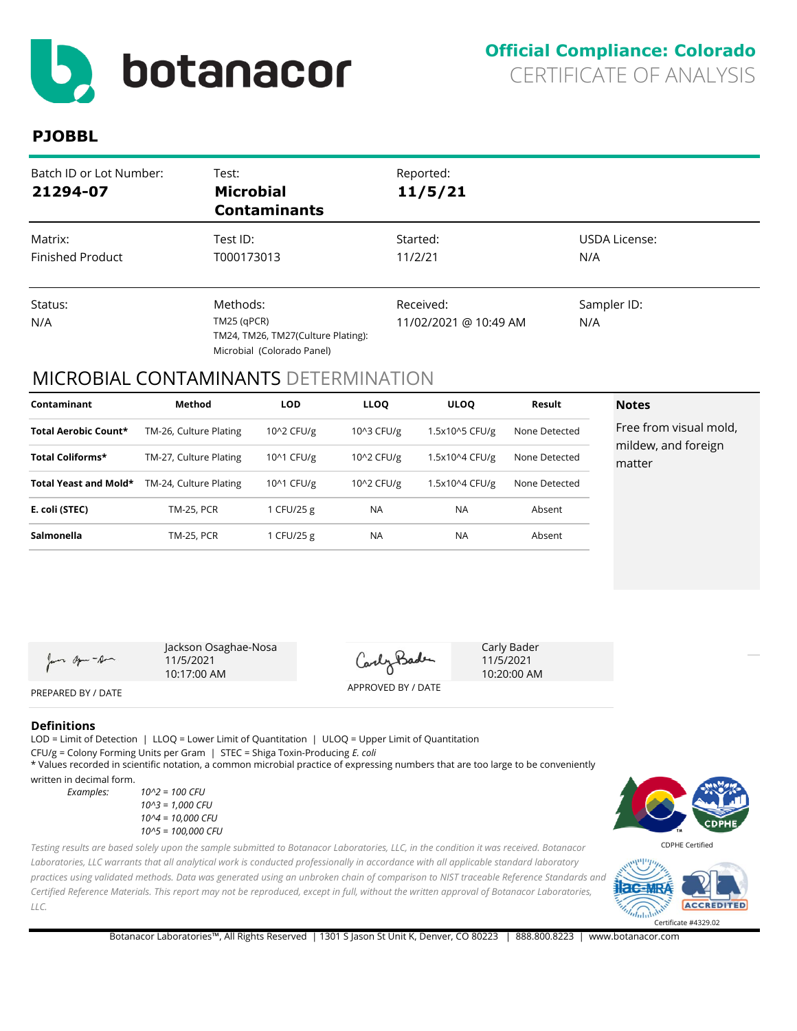# botanacor

**Official Compliance: Colorado**
CERTIFICATE OF ANALYSIS

## PJOBBL

| Batch ID or Lot Number: | Test: | Reported: | |
|---|---|---|---|
| **21294-07** | **Microbial Contaminants** | **11/5/21** | |
| Matrix: | Test ID: | Started: | USDA License: |
| Finished Product | T000173013 | 11/2/21 | N/A |
| Status: | Methods: | Received: | Sampler ID: |
| N/A | TM25 (qPCR)<br>TM24, TM26, TM27(Culture Plating):<br>Microbial (Colorado Panel) | 11/02/2021 @ 10:49 AM | N/A |

## MICROBIAL CONTAMINANTS DETERMINATION

| Contaminant | Method | LOD | LLOQ | ULOQ | Result |
|---|---|---|---|---|---|
| **Total Aerobic Count*** | TM-26, Culture Plating | 10^2 CFU/g | 10^3 CFU/g | 1.5x10^5 CFU/g | None Detected |
| **Total Coliforms*** | TM-27, Culture Plating | 10^1 CFU/g | 10^2 CFU/g | 1.5x10^4 CFU/g | None Detected |
| **Total Yeast and Mold*** | TM-24, Culture Plating | 10^1 CFU/g | 10^2 CFU/g | 1.5x10^4 CFU/g | None Detected |
| **E. coli (STEC)** | TM-25, PCR | 1 CFU/25 g | NA | NA | Absent |
| **Salmonella** | TM-25, PCR | 1 CFU/25 g | NA | NA | Absent |

**Notes**

Free from visual mold, mildew, and foreign matter

Jackson Osaghae-Nosa
11/5/2021
10:17:00 AM

PREPARED BY / DATE

Carly Bader
11/5/2021
10:20:00 AM

APPROVED BY / DATE

### Definitions

LOD = Limit of Detection | LLOQ = Lower Limit of Quantitation | ULOQ = Upper Limit of Quantitation
CFU/g = Colony Forming Units per Gram | STEC = Shiga Toxin-Producing *E. coli*
* Values recorded in scientific notation, a common microbial practice of expressing numbers that are too large to be conveniently written in decimal form.

*Examples:*
*10^2 = 100 CFU*
*10^3 = 1,000 CFU*
*10^4 = 10,000 CFU*
*10^5 = 100,000 CFU*

*Testing results are based solely upon the sample submitted to Botanacor Laboratories, LLC, in the condition it was received. Botanacor Laboratories, LLC warrants that all analytical work is conducted professionally in accordance with all applicable standard laboratory practices using validated methods. Data was generated using an unbroken chain of comparison to NIST traceable Reference Standards and Certified Reference Materials. This report may not be reproduced, except in full, without the written approval of Botanacor Laboratories, LLC.*

CDPHE Certified

Certificate #4329.02

Botanacor Laboratories™, All Rights Reserved | 1301 S Jason St Unit K, Denver, CO 80223 | 888.800.8223 | www.botanacor.com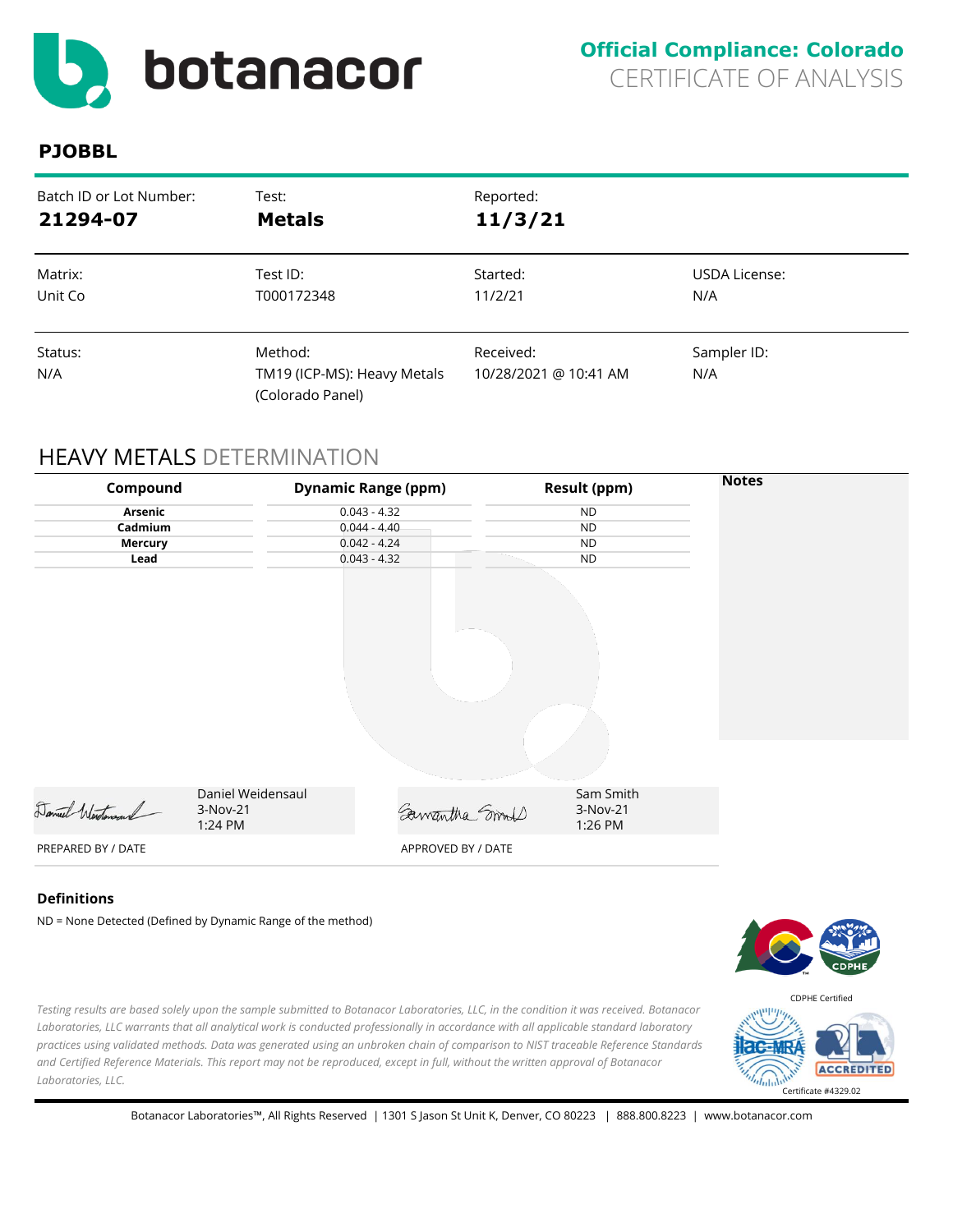# botanacor

**Official Compliance: Colorado**
CERTIFICATE OF ANALYSIS

## PJOBBL

| Batch ID or Lot Number: | Test: | Reported: | |
|---|---|---|---|
| **21294-07** | **Metals** | **11/3/21** | |
| Matrix: | Test ID: | Started: | USDA License: |
| Unit Co | T000172348 | 11/2/21 | N/A |
| Status: | Method: | Received: | Sampler ID: |
| N/A | TM19 (ICP-MS): Heavy Metals (Colorado Panel) | 10/28/2021 @ 10:41 AM | N/A |

## HEAVY METALS DETERMINATION

| Compound | Dynamic Range (ppm) | Result (ppm) |
|---|---|---|
| Arsenic | 0.043 - 4.32 | ND |
| Cadmium | 0.044 - 4.40 | ND |
| Mercury | 0.042 - 4.24 | ND |
| Lead | 0.043 - 4.32 | ND |

**Notes**

| | | | |
|---|---|---|---|
| Daniel Weidensaul | Daniel Weidensaul<br>3-Nov-21<br>1:24 PM | Samantha Smith | Sam Smith<br>3-Nov-21<br>1:26 PM |
| PREPARED BY / DATE | | APPROVED BY / DATE | |

### Definitions

ND = None Detected (Defined by Dynamic Range of the method)

CDPHE Certified

*Testing results are based solely upon the sample submitted to Botanacor Laboratories, LLC, in the condition it was received. Botanacor Laboratories, LLC warrants that all analytical work is conducted professionally in accordance with all applicable standard laboratory practices using validated methods. Data was generated using an unbroken chain of comparison to NIST traceable Reference Standards and Certified Reference Materials. This report may not be reproduced, except in full, without the written approval of Botanacor Laboratories, LLC.*

ACCREDITED
Certificate #4329.02

Botanacor Laboratories™, All Rights Reserved | 1301 S Jason St Unit K, Denver, CO 80223 | 888.800.8223 | www.botanacor.com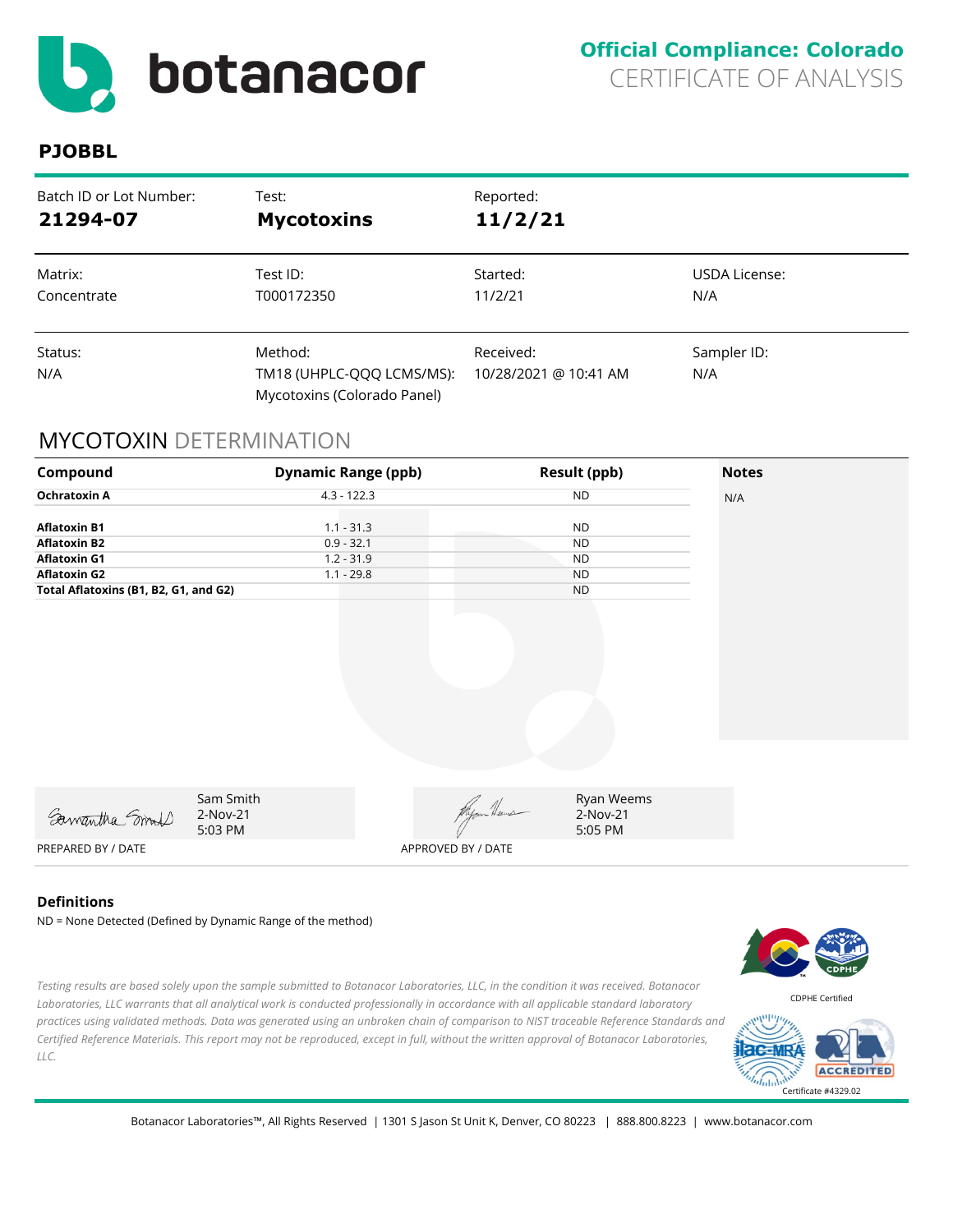# botanacor

**Official Compliance: Colorado**
CERTIFICATE OF ANALYSIS

**PJOBBL**

| Batch ID or Lot Number: | Test: | Reported: | |
|---|---|---|---|
| **21294-07** | **Mycotoxins** | **11/2/21** | |
| Matrix: | Test ID: | Started: | USDA License: |
| Concentrate | T000172350 | 11/2/21 | N/A |
| Status: | Method: | Received: | Sampler ID: |
| N/A | TM18 (UHPLC-QQQ LCMS/MS): Mycotoxins (Colorado Panel) | 10/28/2021 @ 10:41 AM | N/A |

## MYCOTOXIN DETERMINATION

| Compound | Dynamic Range (ppb) | Result (ppb) | Notes |
|---|---|---|---|
| **Ochratoxin A** | 4.3 - 122.3 | ND | N/A |
| **Aflatoxin B1** | 1.1 - 31.3 | ND | |
| **Aflatoxin B2** | 0.9 - 32.1 | ND | |
| **Aflatoxin G1** | 1.2 - 31.9 | ND | |
| **Aflatoxin G2** | 1.1 - 29.8 | ND | |
| **Total Aflatoxins (B1, B2, G1, and G2)** | | ND | |

Sam Smith
2-Nov-21
5:03 PM

PREPARED BY / DATE

Ryan Weems
2-Nov-21
5:05 PM

APPROVED BY / DATE

### Definitions

ND = None Detected (Defined by Dynamic Range of the method)

*Testing results are based solely upon the sample submitted to Botanacor Laboratories, LLC, in the condition it was received. Botanacor Laboratories, LLC warrants that all analytical work is conducted professionally in accordance with all applicable standard laboratory practices using validated methods. Data was generated using an unbroken chain of comparison to NIST traceable Reference Standards and Certified Reference Materials. This report may not be reproduced, except in full, without the written approval of Botanacor Laboratories, LLC.*

CDPHE Certified

Certificate #4329.02

Botanacor Laboratories™, All Rights Reserved | 1301 S Jason St Unit K, Denver, CO 80223 | 888.800.8223 | www.botanacor.com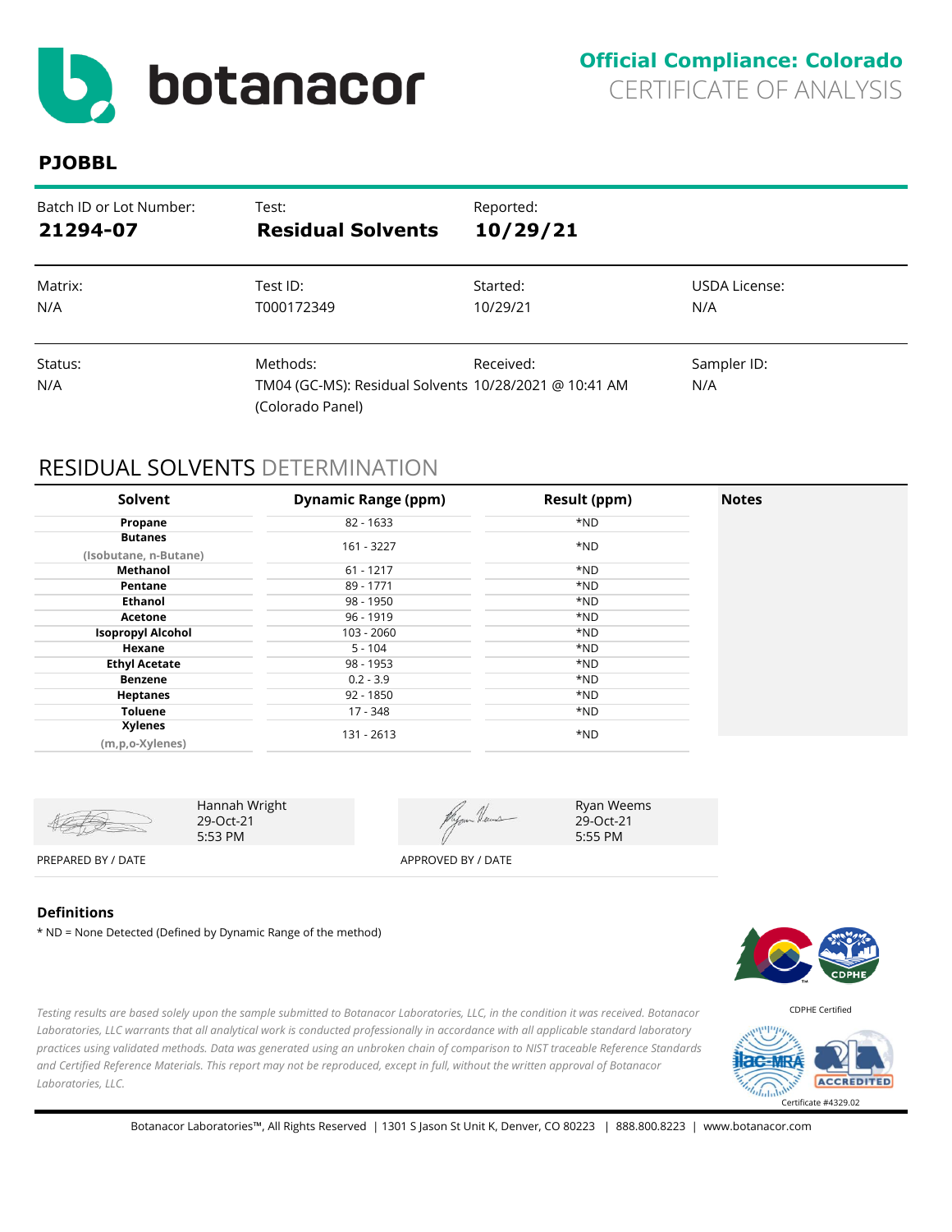botanacor

**Official Compliance: Colorado**
CERTIFICATE OF ANALYSIS

## PJOBBL

| Batch ID or Lot Number: | Test: | Reported: | |
|---|---|---|---|
| **21294-07** | **Residual Solvents** | **10/29/21** | |
| Matrix: | Test ID: | Started: | USDA License: |
| N/A | T000172349 | 10/29/21 | N/A |
| Status: | Methods: | Received: | Sampler ID: |
| N/A | TM04 (GC-MS): Residual Solvents (Colorado Panel) | 10/28/2021 @ 10:41 AM | N/A |

## RESIDUAL SOLVENTS DETERMINATION

| Solvent | Dynamic Range (ppm) | Result (ppm) | Notes |
|---|---|---|---|
| **Propane** | 82 - 1633 | *ND | |
| **Butanes** (Isobutane, n-Butane) | 161 - 3227 | *ND | |
| **Methanol** | 61 - 1217 | *ND | |
| **Pentane** | 89 - 1771 | *ND | |
| **Ethanol** | 98 - 1950 | *ND | |
| **Acetone** | 96 - 1919 | *ND | |
| **Isopropyl Alcohol** | 103 - 2060 | *ND | |
| **Hexane** | 5 - 104 | *ND | |
| **Ethyl Acetate** | 98 - 1953 | *ND | |
| **Benzene** | 0.2 - 3.9 | *ND | |
| **Heptanes** | 92 - 1850 | *ND | |
| **Toluene** | 17 - 348 | *ND | |
| **Xylenes** (m,p,o-Xylenes) | 131 - 2613 | *ND | |

Hannah Wright
29-Oct-21
5:53 PM

PREPARED BY / DATE

Ryan Weems
29-Oct-21
5:55 PM

APPROVED BY / DATE

### Definitions

* ND = None Detected (Defined by Dynamic Range of the method)

*Testing results are based solely upon the sample submitted to Botanacor Laboratories, LLC, in the condition it was received. Botanacor Laboratories, LLC warrants that all analytical work is conducted professionally in accordance with all applicable standard laboratory practices using validated methods. Data was generated using an unbroken chain of comparison to NIST traceable Reference Standards and Certified Reference Materials. This report may not be reproduced, except in full, without the written approval of Botanacor Laboratories, LLC.*

CDPHE Certified

Certificate #4329.02

Botanacor Laboratories™, All Rights Reserved | 1301 S Jason St Unit K, Denver, CO 80223 | 888.800.8223 | www.botanacor.com